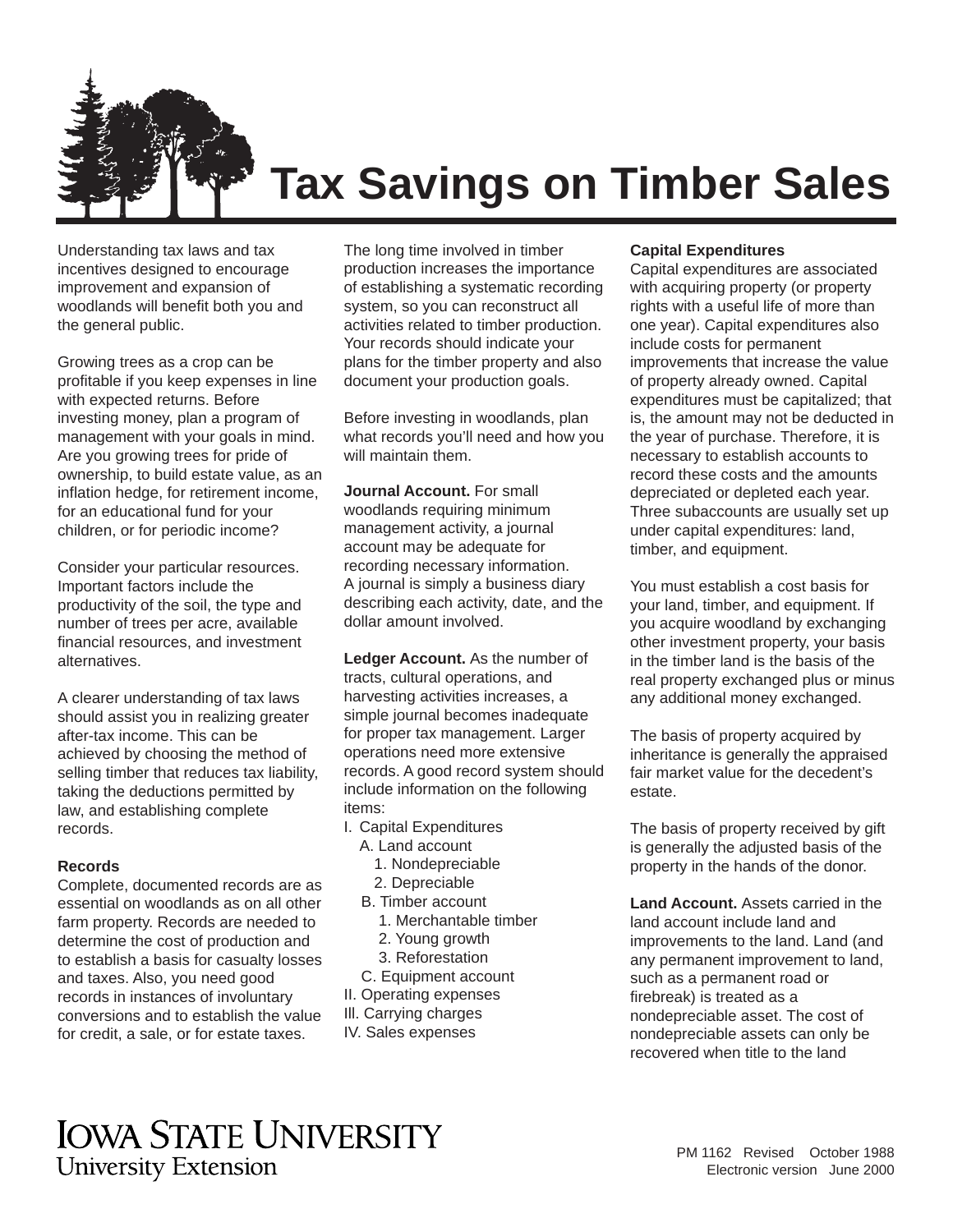# Tax Savings on Timber Sales

Understanding tax laws and tax incentives designed to encourage improvement and expansion of woodlands will benefit both you and the general public.

Growing trees as a crop can be profitable if you keep expenses in line with expected returns. Before investing money, plan a program of management with your goals in mind. Are you growing trees for pride of ownership, to build estate value, as an inflation hedge, for retirement income, for an educational fund for your children, or for periodic income?

Consider your particular resources. Important factors include the productivity of the soil, the type and number of trees per acre, available financial resources, and investment alternatives.

A clearer understanding of tax laws should assist you in realizing greater after-tax income. This can be achieved by choosing the method of selling timber that reduces tax liability, taking the deductions permitted by law, and establishing complete records.

## Records

Complete, documented records are as essential on woodlands as on all other farm property. Records are needed to determine the cost of production and to establish a basis for casualty losses and taxes. Also, you need good records in instances of involuntary conversions and to establish the value for credit, a sale, or for estate taxes.

The long time involved in timber production increases the importance of establishing a systematic recording system, so you can reconstruct all activities related to timber production. Your records should indicate your plans for the timber property and also document your production goals.

Before investing in woodlands, plan what records you'll need and how you will maintain them.

**Journal Account.** For small woodlands requiring minimum management activity, a journal account may be adequate for recording necessary information. A journal is simply a business diary describing each activity, date, and the dollar amount involved.

**Ledger Account.** As the number of tracts, cultural operations, and harvesting activities increases, a simple journal becomes inadequate for proper tax management. Larger operations need more extensive records. A good record system should include information on the following items:

- I. Capital Expenditures
  - A. Land account
    - 1. Nondepreciable
    - 2. Depreciable
  - B. Timber account
    - 1. Merchantable timber
    - 2. Young growth
    - 3. Reforestation
  - C. Equipment account
- II. Operating expenses
- III. Carrying charges
- IV. Sales expenses

## Capital Expenditures

Capital expenditures are associated with acquiring property (or property rights with a useful life of more than one year). Capital expenditures also include costs for permanent improvements that increase the value of property already owned. Capital expenditures must be capitalized; that is, the amount may not be deducted in the year of purchase. Therefore, it is necessary to establish accounts to record these costs and the amounts depreciated or depleted each year. Three subaccounts are usually set up under capital expenditures: land, timber, and equipment.

You must establish a cost basis for your land, timber, and equipment. If you acquire woodland by exchanging other investment property, your basis in the timber land is the basis of the real property exchanged plus or minus any additional money exchanged.

The basis of property acquired by inheritance is generally the appraised fair market value for the decedent's estate.

The basis of property received by gift is generally the adjusted basis of the property in the hands of the donor.

**Land Account.** Assets carried in the land account include land and improvements to the land. Land (and any permanent improvement to land, such as a permanent road or firebreak) is treated as a nondepreciable asset. The cost of nondepreciable assets can only be recovered when title to the land

IOWA STATE UNIVERSITY
University Extension

PM 1162 Revised October 1988
Electronic version June 2000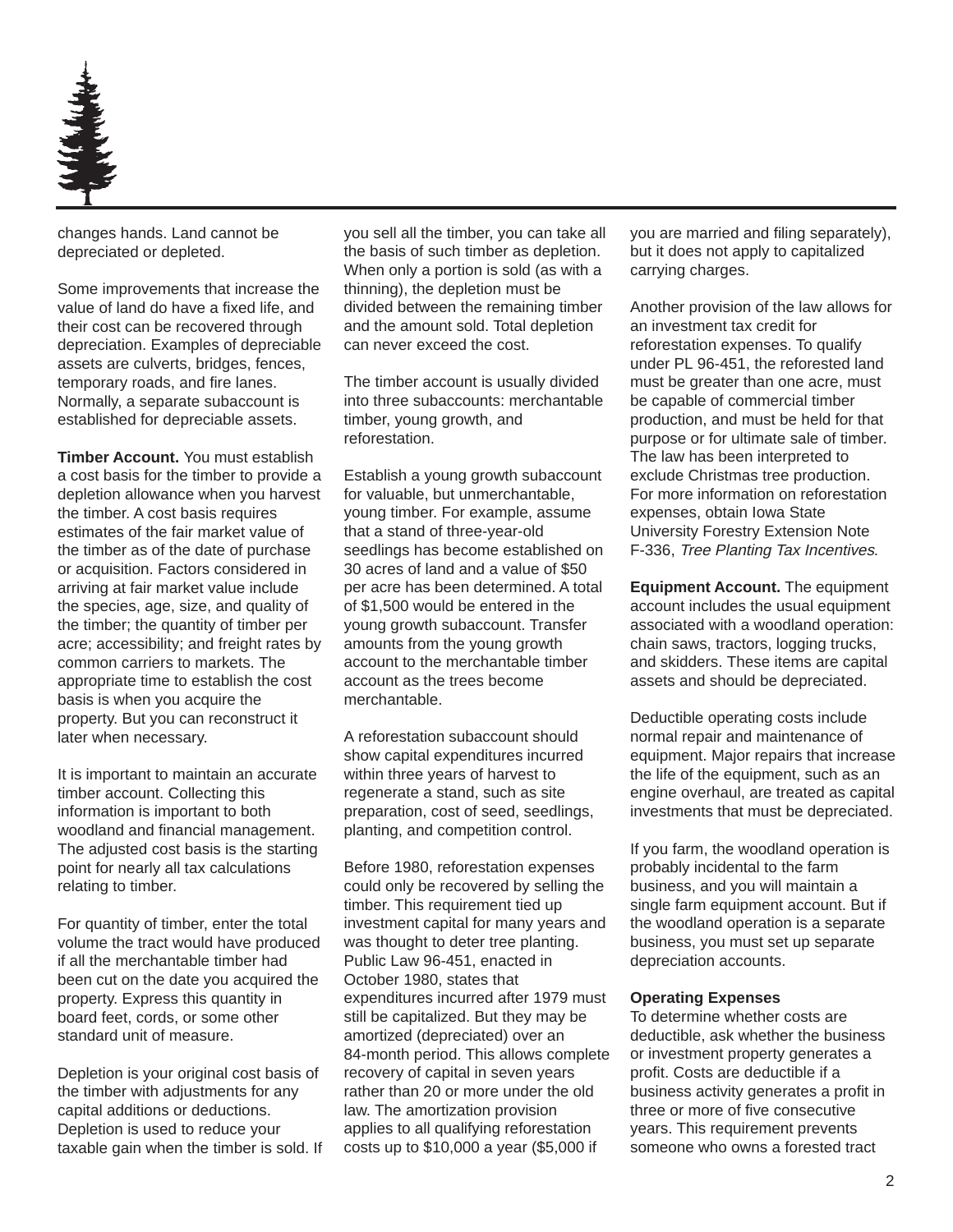changes hands. Land cannot be depreciated or depleted.

Some improvements that increase the value of land do have a fixed life, and their cost can be recovered through depreciation. Examples of depreciable assets are culverts, bridges, fences, temporary roads, and fire lanes. Normally, a separate subaccount is established for depreciable assets.

**Timber Account.** You must establish a cost basis for the timber to provide a depletion allowance when you harvest the timber. A cost basis requires estimates of the fair market value of the timber as of the date of purchase or acquisition. Factors considered in arriving at fair market value include the species, age, size, and quality of the timber; the quantity of timber per acre; accessibility; and freight rates by common carriers to markets. The appropriate time to establish the cost basis is when you acquire the property. But you can reconstruct it later when necessary.

It is important to maintain an accurate timber account. Collecting this information is important to both woodland and financial management. The adjusted cost basis is the starting point for nearly all tax calculations relating to timber.

For quantity of timber, enter the total volume the tract would have produced if all the merchantable timber had been cut on the date you acquired the property. Express this quantity in board feet, cords, or some other standard unit of measure.

Depletion is your original cost basis of the timber with adjustments for any capital additions or deductions. Depletion is used to reduce your taxable gain when the timber is sold. If you sell all the timber, you can take all the basis of such timber as depletion. When only a portion is sold (as with a thinning), the depletion must be divided between the remaining timber and the amount sold. Total depletion can never exceed the cost.

The timber account is usually divided into three subaccounts: merchantable timber, young growth, and reforestation.

Establish a young growth subaccount for valuable, but unmerchantable, young timber. For example, assume that a stand of three-year-old seedlings has become established on 30 acres of land and a value of $50 per acre has been determined. A total of $1,500 would be entered in the young growth subaccount. Transfer amounts from the young growth account to the merchantable timber account as the trees become merchantable.

A reforestation subaccount should show capital expenditures incurred within three years of harvest to regenerate a stand, such as site preparation, cost of seed, seedlings, planting, and competition control.

Before 1980, reforestation expenses could only be recovered by selling the timber. This requirement tied up investment capital for many years and was thought to deter tree planting. Public Law 96-451, enacted in October 1980, states that expenditures incurred after 1979 must still be capitalized. But they may be amortized (depreciated) over an 84-month period. This allows complete recovery of capital in seven years rather than 20 or more under the old law. The amortization provision applies to all qualifying reforestation costs up to $10,000 a year ($5,000 if you are married and filing separately), but it does not apply to capitalized carrying charges.

Another provision of the law allows for an investment tax credit for reforestation expenses. To qualify under PL 96-451, the reforested land must be greater than one acre, must be capable of commercial timber production, and must be held for that purpose or for ultimate sale of timber. The law has been interpreted to exclude Christmas tree production. For more information on reforestation expenses, obtain Iowa State University Forestry Extension Note F-336, *Tree Planting Tax Incentives*.

**Equipment Account.** The equipment account includes the usual equipment associated with a woodland operation: chain saws, tractors, logging trucks, and skidders. These items are capital assets and should be depreciated.

Deductible operating costs include normal repair and maintenance of equipment. Major repairs that increase the life of the equipment, such as an engine overhaul, are treated as capital investments that must be depreciated.

If you farm, the woodland operation is probably incidental to the farm business, and you will maintain a single farm equipment account. But if the woodland operation is a separate business, you must set up separate depreciation accounts.

**Operating Expenses**

To determine whether costs are deductible, ask whether the business or investment property generates a profit. Costs are deductible if a business activity generates a profit in three or more of five consecutive years. This requirement prevents someone who owns a forested tract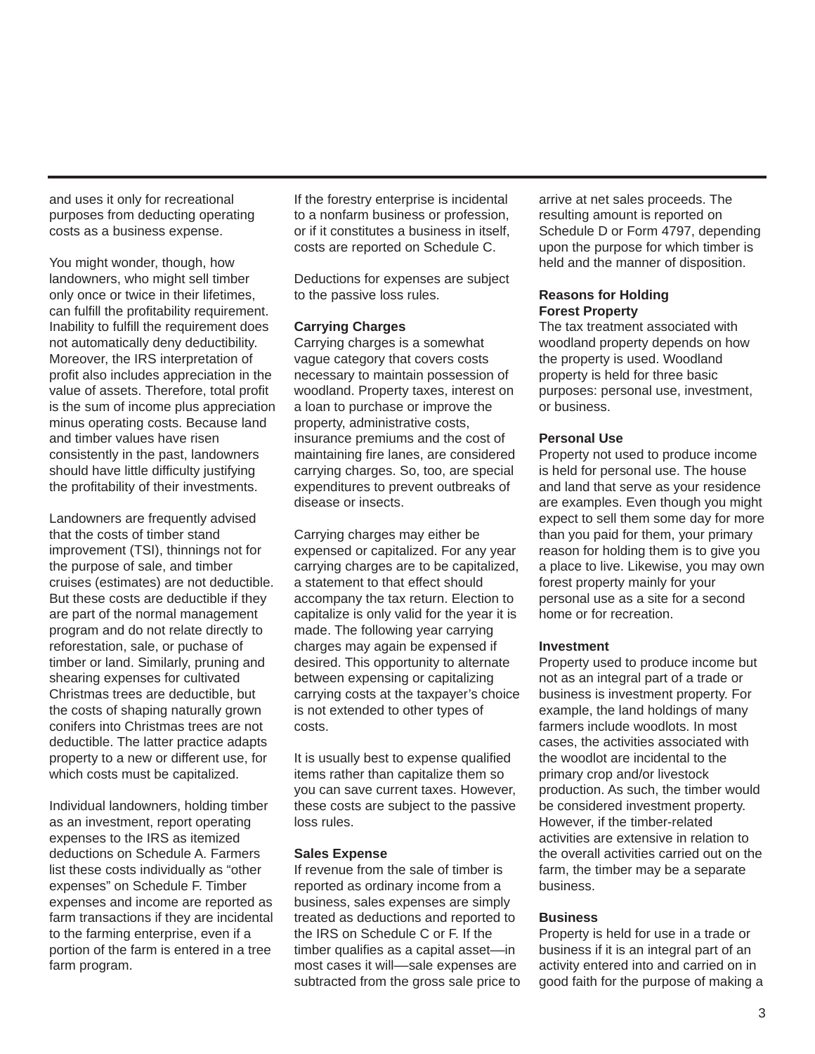and uses it only for recreational purposes from deducting operating costs as a business expense.

You might wonder, though, how landowners, who might sell timber only once or twice in their lifetimes, can fulfill the profitability requirement. Inability to fulfill the requirement does not automatically deny deductibility. Moreover, the IRS interpretation of profit also includes appreciation in the value of assets. Therefore, total profit is the sum of income plus appreciation minus operating costs. Because land and timber values have risen consistently in the past, landowners should have little difficulty justifying the profitability of their investments.

Landowners are frequently advised that the costs of timber stand improvement (TSI), thinnings not for the purpose of sale, and timber cruises (estimates) are not deductible. But these costs are deductible if they are part of the normal management program and do not relate directly to reforestation, sale, or puchase of timber or land. Similarly, pruning and shearing expenses for cultivated Christmas trees are deductible, but the costs of shaping naturally grown conifers into Christmas trees are not deductible. The latter practice adapts property to a new or different use, for which costs must be capitalized.

Individual landowners, holding timber as an investment, report operating expenses to the IRS as itemized deductions on Schedule A. Farmers list these costs individually as “other expenses” on Schedule F. Timber expenses and income are reported as farm transactions if they are incidental to the farming enterprise, even if a portion of the farm is entered in a tree farm program.

If the forestry enterprise is incidental to a nonfarm business or profession, or if it constitutes a business in itself, costs are reported on Schedule C.

Deductions for expenses are subject to the passive loss rules.

**Carrying Charges**

Carrying charges is a somewhat vague category that covers costs necessary to maintain possession of woodland. Property taxes, interest on a loan to purchase or improve the property, administrative costs, insurance premiums and the cost of maintaining fire lanes, are considered carrying charges. So, too, are special expenditures to prevent outbreaks of disease or insects.

Carrying charges may either be expensed or capitalized. For any year carrying charges are to be capitalized, a statement to that effect should accompany the tax return. Election to capitalize is only valid for the year it is made. The following year carrying charges may again be expensed if desired. This opportunity to alternate between expensing or capitalizing carrying costs at the taxpayer’s choice is not extended to other types of costs.

It is usually best to expense qualified items rather than capitalize them so you can save current taxes. However, these costs are subject to the passive loss rules.

**Sales Expense**

If revenue from the sale of timber is reported as ordinary income from a business, sales expenses are simply treated as deductions and reported to the IRS on Schedule C or F. If the timber qualifies as a capital asset—in most cases it will—sale expenses are subtracted from the gross sale price to arrive at net sales proceeds. The resulting amount is reported on Schedule D or Form 4797, depending upon the purpose for which timber is held and the manner of disposition.

**Reasons for Holding Forest Property**

The tax treatment associated with woodland property depends on how the property is used. Woodland property is held for three basic purposes: personal use, investment, or business.

**Personal Use**

Property not used to produce income is held for personal use. The house and land that serve as your residence are examples. Even though you might expect to sell them some day for more than you paid for them, your primary reason for holding them is to give you a place to live. Likewise, you may own forest property mainly for your personal use as a site for a second home or for recreation.

**Investment**

Property used to produce income but not as an integral part of a trade or business is investment property. For example, the land holdings of many farmers include woodlots. In most cases, the activities associated with the woodlot are incidental to the primary crop and/or livestock production. As such, the timber would be considered investment property. However, if the timber-related activities are extensive in relation to the overall activities carried out on the farm, the timber may be a separate business.

**Business**

Property is held for use in a trade or business if it is an integral part of an activity entered into and carried on in good faith for the purpose of making a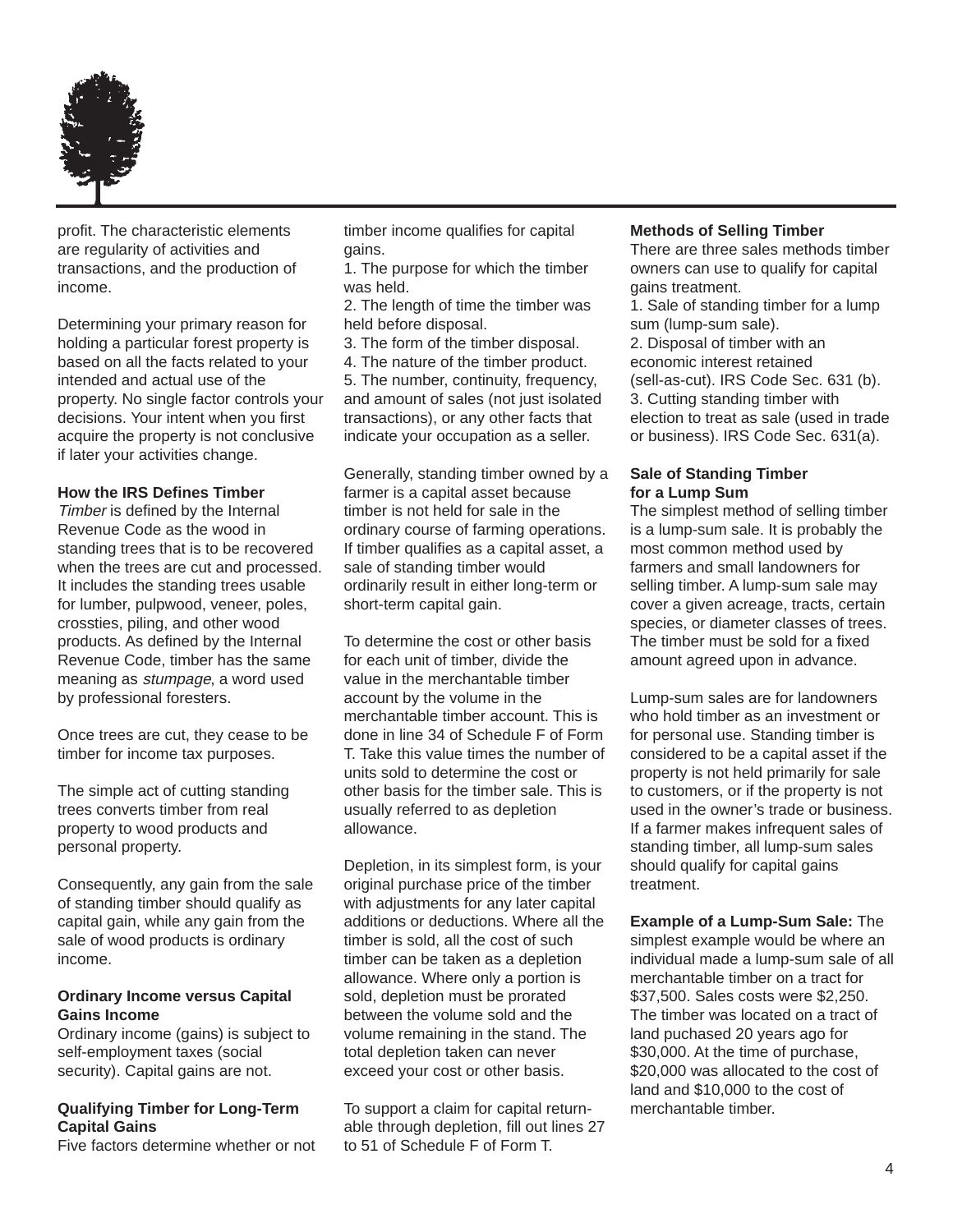profit. The characteristic elements are regularity of activities and transactions, and the production of income.

Determining your primary reason for holding a particular forest property is based on all the facts related to your intended and actual use of the property. No single factor controls your decisions. Your intent when you first acquire the property is not conclusive if later your activities change.

**How the IRS Defines Timber**

*Timber* is defined by the Internal Revenue Code as the wood in standing trees that is to be recovered when the trees are cut and processed. It includes the standing trees usable for lumber, pulpwood, veneer, poles, crossties, piling, and other wood products. As defined by the Internal Revenue Code, timber has the same meaning as *stumpage*, a word used by professional foresters.

Once trees are cut, they cease to be timber for income tax purposes.

The simple act of cutting standing trees converts timber from real property to wood products and personal property.

Consequently, any gain from the sale of standing timber should qualify as capital gain, while any gain from the sale of wood products is ordinary income.

**Ordinary Income versus Capital Gains Income**

Ordinary income (gains) is subject to self-employment taxes (social security). Capital gains are not.

**Qualifying Timber for Long-Term Capital Gains**

Five factors determine whether or not timber income qualifies for capital gains.

1. The purpose for which the timber was held.
2. The length of time the timber was held before disposal.
3. The form of the timber disposal.
4. The nature of the timber product.
5. The number, continuity, frequency, and amount of sales (not just isolated transactions), or any other facts that indicate your occupation as a seller.

Generally, standing timber owned by a farmer is a capital asset because timber is not held for sale in the ordinary course of farming operations. If timber qualifies as a capital asset, a sale of standing timber would ordinarily result in either long-term or short-term capital gain.

To determine the cost or other basis for each unit of timber, divide the value in the merchantable timber account by the volume in the merchantable timber account. This is done in line 34 of Schedule F of Form T. Take this value times the number of units sold to determine the cost or other basis for the timber sale. This is usually referred to as depletion allowance.

Depletion, in its simplest form, is your original purchase price of the timber with adjustments for any later capital additions or deductions. Where all the timber is sold, all the cost of such timber can be taken as a depletion allowance. Where only a portion is sold, depletion must be prorated between the volume sold and the volume remaining in the stand. The total depletion taken can never exceed your cost or other basis.

To support a claim for capital returnable through depletion, fill out lines 27 to 51 of Schedule F of Form T.

**Methods of Selling Timber**

There are three sales methods timber owners can use to qualify for capital gains treatment.

1. Sale of standing timber for a lump sum (lump-sum sale).
2. Disposal of timber with an economic interest retained (sell-as-cut). IRS Code Sec. 631 (b).
3. Cutting standing timber with election to treat as sale (used in trade or business). IRS Code Sec. 631(a).

**Sale of Standing Timber for a Lump Sum**

The simplest method of selling timber is a lump-sum sale. It is probably the most common method used by farmers and small landowners for selling timber. A lump-sum sale may cover a given acreage, tracts, certain species, or diameter classes of trees. The timber must be sold for a fixed amount agreed upon in advance.

Lump-sum sales are for landowners who hold timber as an investment or for personal use. Standing timber is considered to be a capital asset if the property is not held primarily for sale to customers, or if the property is not used in the owner's trade or business. If a farmer makes infrequent sales of standing timber, all lump-sum sales should qualify for capital gains treatment.

**Example of a Lump-Sum Sale:** The simplest example would be where an individual made a lump-sum sale of all merchantable timber on a tract for \$37,500. Sales costs were \$2,250. The timber was located on a tract of land puchased 20 years ago for \$30,000. At the time of purchase, \$20,000 was allocated to the cost of land and \$10,000 to the cost of merchantable timber.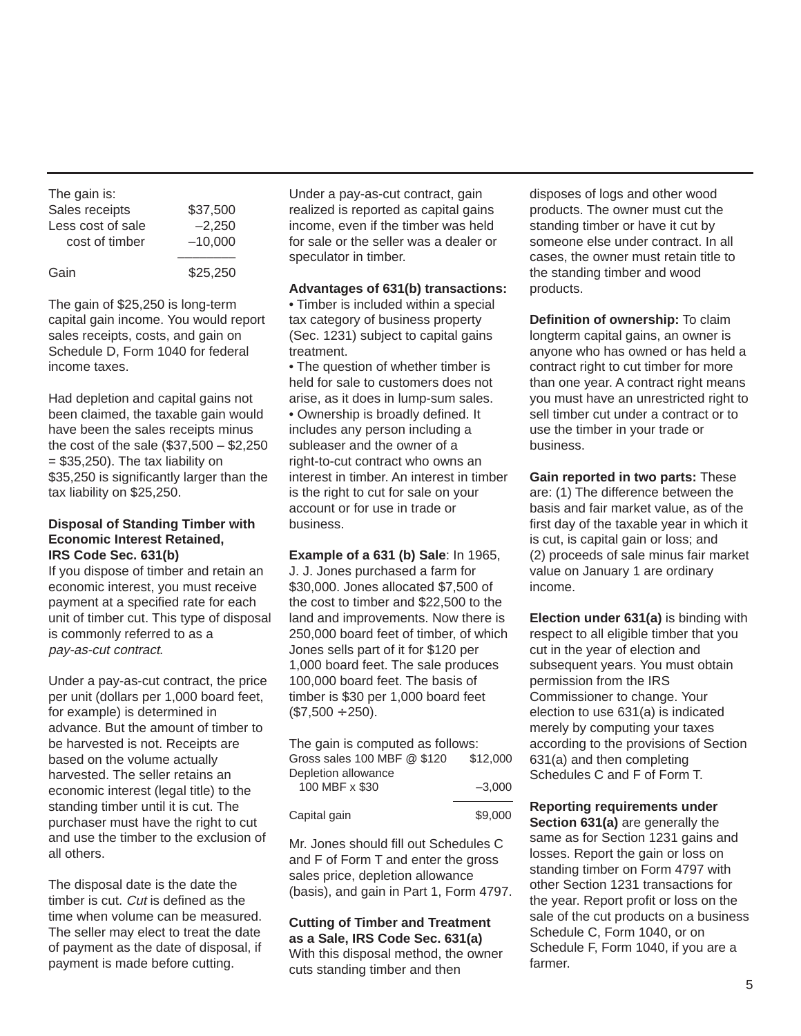The gain is:

| | |
|---|---|
| Sales receipts | $37,500 |
| Less cost of sale | –2,250 |
| cost of timber | –10,000 |
| Gain | $25,250 |

The gain of $25,250 is long-term capital gain income. You would report sales receipts, costs, and gain on Schedule D, Form 1040 for federal income taxes.

Had depletion and capital gains not been claimed, the taxable gain would have been the sales receipts minus the cost of the sale ($37,500 – $2,250 = $35,250). The tax liability on $35,250 is significantly larger than the tax liability on $25,250.

**Disposal of Standing Timber with Economic Interest Retained, IRS Code Sec. 631(b)**

If you dispose of timber and retain an economic interest, you must receive payment at a specified rate for each unit of timber cut. This type of disposal is commonly referred to as a *pay-as-cut contract*.

Under a pay-as-cut contract, the price per unit (dollars per 1,000 board feet, for example) is determined in advance. But the amount of timber to be harvested is not. Receipts are based on the volume actually harvested. The seller retains an economic interest (legal title) to the standing timber until it is cut. The purchaser must have the right to cut and use the timber to the exclusion of all others.

The disposal date is the date the timber is cut. *Cut* is defined as the time when volume can be measured. The seller may elect to treat the date of payment as the date of disposal, if payment is made before cutting.

Under a pay-as-cut contract, gain realized is reported as capital gains income, even if the timber was held for sale or the seller was a dealer or speculator in timber.

**Advantages of 631(b) transactions:**

- Timber is included within a special tax category of business property (Sec. 1231) subject to capital gains treatment.
- The question of whether timber is held for sale to customers does not arise, as it does in lump-sum sales.
- Ownership is broadly defined. It includes any person including a subleaser and the owner of a right-to-cut contract who owns an interest in timber. An interest in timber is the right to cut for sale on your account or for use in trade or business.

**Example of a 631 (b) Sale**: In 1965, J. J. Jones purchased a farm for $30,000. Jones allocated $7,500 of the cost to timber and $22,500 to the land and improvements. Now there is 250,000 board feet of timber, of which Jones sells part of it for $120 per 1,000 board feet. The sale produces 100,000 board feet. The basis of timber is $30 per 1,000 board feet ($7,500 ÷ 250).

The gain is computed as follows:

| | |
|---|---|
| Gross sales 100 MBF @ $120 | $12,000 |
| Depletion allowance 100 MBF x $30 | –3,000 |
| Capital gain | $9,000 |

Mr. Jones should fill out Schedules C and F of Form T and enter the gross sales price, depletion allowance (basis), and gain in Part 1, Form 4797.

**Cutting of Timber and Treatment as a Sale, IRS Code Sec. 631(a)**

With this disposal method, the owner cuts standing timber and then disposes of logs and other wood products. The owner must cut the standing timber or have it cut by someone else under contract. In all cases, the owner must retain title to the standing timber and wood products.

**Definition of ownership:** To claim longterm capital gains, an owner is anyone who has owned or has held a contract right to cut timber for more than one year. A contract right means you must have an unrestricted right to sell timber cut under a contract or to use the timber in your trade or business.

**Gain reported in two parts:** These are: (1) The difference between the basis and fair market value, as of the first day of the taxable year in which it is cut, is capital gain or loss; and (2) proceeds of sale minus fair market value on January 1 are ordinary income.

**Election under 631(a)** is binding with respect to all eligible timber that you cut in the year of election and subsequent years. You must obtain permission from the IRS Commissioner to change. Your election to use 631(a) is indicated merely by computing your taxes according to the provisions of Section 631(a) and then completing Schedules C and F of Form T.

**Reporting requirements under Section 631(a)** are generally the same as for Section 1231 gains and losses. Report the gain or loss on standing timber on Form 4797 with other Section 1231 transactions for the year. Report profit or loss on the sale of the cut products on a business Schedule C, Form 1040, or on Schedule F, Form 1040, if you are a farmer.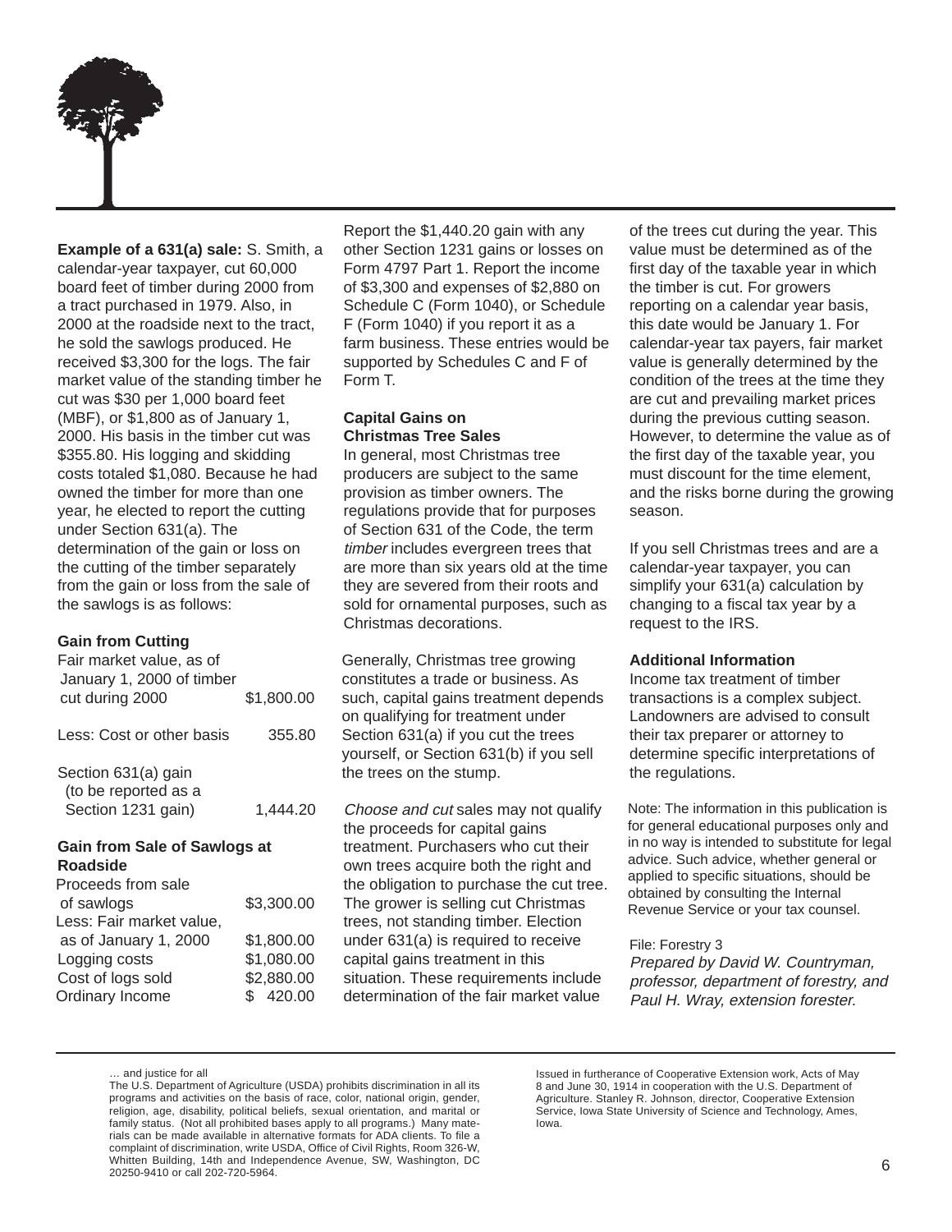**Example of a 631(a) sale:** S. Smith, a calendar-year taxpayer, cut 60,000 board feet of timber during 2000 from a tract purchased in 1979. Also, in 2000 at the roadside next to the tract, he sold the sawlogs produced. He received $3,300 for the logs. The fair market value of the standing timber he cut was $30 per 1,000 board feet (MBF), or $1,800 as of January 1, 2000. His basis in the timber cut was $355.80. His logging and skidding costs totaled $1,080. Because he had owned the timber for more than one year, he elected to report the cutting under Section 631(a). The determination of the gain or loss on the cutting of the timber separately from the gain or loss from the sale of the sawlogs is as follows:

**Gain from Cutting**

| | |
|---|---|
| Fair market value, as of January 1, 2000 of timber cut during 2000 | $1,800.00 |
| Less: Cost or other basis | 355.80 |
| Section 631(a) gain (to be reported as a Section 1231 gain) | 1,444.20 |

**Gain from Sale of Sawlogs at Roadside**

| | |
|---|---|
| Proceeds from sale of sawlogs | $3,300.00 |
| Less: Fair market value, as of January 1, 2000 | $1,800.00 |
| Logging costs | $1,080.00 |
| Cost of logs sold | $2,880.00 |
| Ordinary Income | $ 420.00 |

Report the $1,440.20 gain with any other Section 1231 gains or losses on Form 4797 Part 1. Report the income of $3,300 and expenses of $2,880 on Schedule C (Form 1040), or Schedule F (Form 1040) if you report it as a farm business. These entries would be supported by Schedules C and F of Form T.

### Capital Gains on Christmas Tree Sales

In general, most Christmas tree producers are subject to the same provision as timber owners. The regulations provide that for purposes of Section 631 of the Code, the term *timber* includes evergreen trees that are more than six years old at the time they are severed from their roots and sold for ornamental purposes, such as Christmas decorations.

Generally, Christmas tree growing constitutes a trade or business. As such, capital gains treatment depends on qualifying for treatment under Section 631(a) if you cut the trees yourself, or Section 631(b) if you sell the trees on the stump.

*Choose and cut* sales may not qualify the proceeds for capital gains treatment. Purchasers who cut their own trees acquire both the right and the obligation to purchase the cut tree. The grower is selling cut Christmas trees, not standing timber. Election under 631(a) is required to receive capital gains treatment in this situation. These requirements include determination of the fair market value of the trees cut during the year. This value must be determined as of the first day of the taxable year in which the timber is cut. For growers reporting on a calendar year basis, this date would be January 1. For calendar-year tax payers, fair market value is generally determined by the condition of the trees at the time they are cut and prevailing market prices during the previous cutting season. However, to determine the value as of the first day of the taxable year, you must discount for the time element, and the risks borne during the growing season.

If you sell Christmas trees and are a calendar-year taxpayer, you can simplify your 631(a) calculation by changing to a fiscal tax year by a request to the IRS.

### Additional Information

Income tax treatment of timber transactions is a complex subject. Landowners are advised to consult their tax preparer or attorney to determine specific interpretations of the regulations.

Note: The information in this publication is for general educational purposes only and in no way is intended to substitute for legal advice. Such advice, whether general or applied to specific situations, should be obtained by consulting the Internal Revenue Service or your tax counsel.

File: Forestry 3

*Prepared by David W. Countryman, professor, department of forestry, and Paul H. Wray, extension forester.*

… and justice for all
The U.S. Department of Agriculture (USDA) prohibits discrimination in all its programs and activities on the basis of race, color, national origin, gender, religion, age, disability, political beliefs, sexual orientation, and marital or family status. (Not all prohibited bases apply to all programs.) Many materials can be made available in alternative formats for ADA clients. To file a complaint of discrimination, write USDA, Office of Civil Rights, Room 326-W, Whitten Building, 14th and Independence Avenue, SW, Washington, DC 20250-9410 or call 202-720-5964.

Issued in furtherance of Cooperative Extension work, Acts of May 8 and June 30, 1914 in cooperation with the U.S. Department of Agriculture. Stanley R. Johnson, director, Cooperative Extension Service, Iowa State University of Science and Technology, Ames, Iowa.